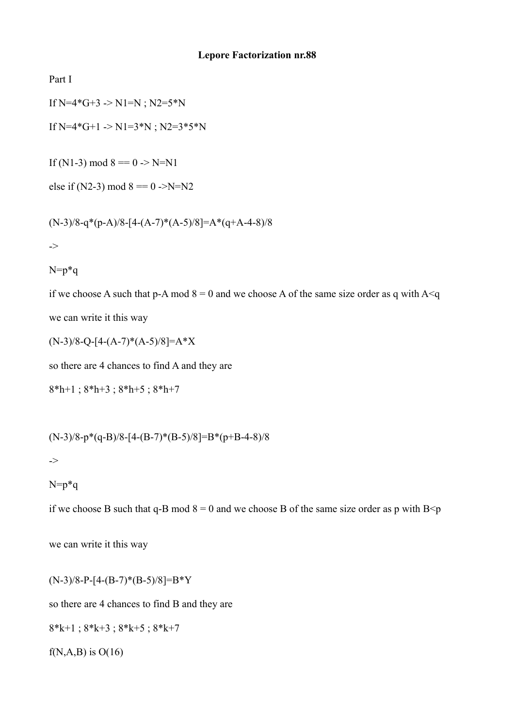# Lepore Factorization nr.88

Part I

If $N=4*G+3$ -> $N1=N$ ; $N2=5*N$

If $N=4*G+1$ -> $N1=3*N$ ; $N2=3*5*N$

If $(N1-3) \bmod 8 == 0$ -> $N=N1$

else if $(N2-3) \bmod 8 == 0$ -> $N=N2$

$$(N-3)/8-q*(p-A)/8-[4-(A-7)*(A-5)/8]=A*(q+A-4-8)/8$$

->

$N=p*q$

if we choose A such that $p-A \bmod 8 = 0$ and we choose A of the same size order as q with $A<q$

we can write it this way

$$(N-3)/8-Q-[4-(A-7)*(A-5)/8]=A*X$$

so there are 4 chances to find A and they are

$8*h+1$ ; $8*h+3$ ; $8*h+5$ ; $8*h+7$

$$(N-3)/8-p*(q-B)/8-[4-(B-7)*(B-5)/8]=B*(p+B-4-8)/8$$

->

$N=p*q$

if we choose B such that $q-B \bmod 8 = 0$ and we choose B of the same size order as p with $B<p$

we can write it this way

$$(N-3)/8-P-[4-(B-7)*(B-5)/8]=B*Y$$

so there are 4 chances to find B and they are

$8*k+1$ ; $8*k+3$ ; $8*k+5$ ; $8*k+7$

$f(N,A,B)$ is $O(16)$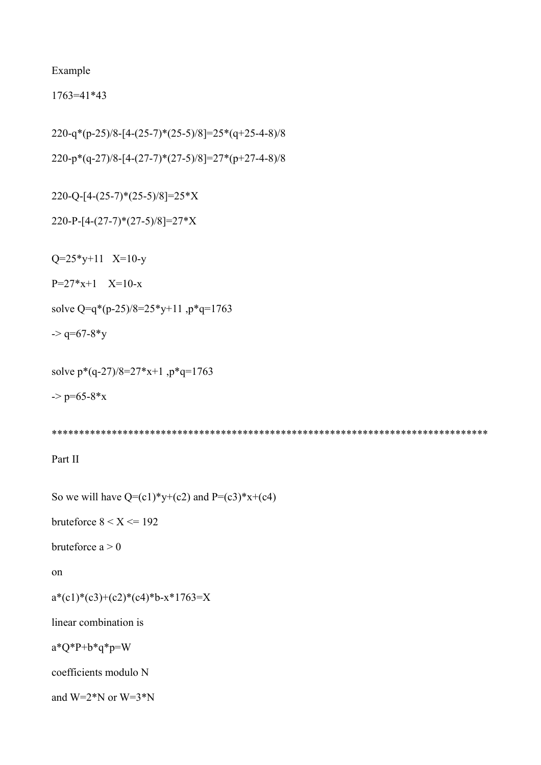Example

$1763=41*43$

$220-q*(p-25)/8-[4-(25-7)*(25-5)/8]=25*(q+25-4-8)/8$

$220-p*(q-27)/8-[4-(27-7)*(27-5)/8]=27*(p+27-4-8)/8$

$220-Q-[4-(25-7)*(25-5)/8]=25*X$

$220-P-[4-(27-7)*(27-5)/8]=27*X$

$Q=25*y+11 \quad X=10-y$

$P=27*x+1 \quad X=10-x$

solve $Q=q*(p-25)/8=25*y+11$ ,$p*q=1763$

-> $q=67-8*y$

solve $p*(q-27)/8=27*x+1$ ,$p*q=1763$

-> $p=65-8*x$

---

Part II

So we will have $Q=(c1)*y+(c2)$ and $P=(c3)*x+(c4)$

bruteforce $8 < X <= 192$

bruteforce $a > 0$

on

$a*(c1)*(c3)+(c2)*(c4)*b-x*1763=X$

linear combination is

$a*Q*P+b*q*p=W$

coefficients modulo N

and $W=2*N$ or $W=3*N$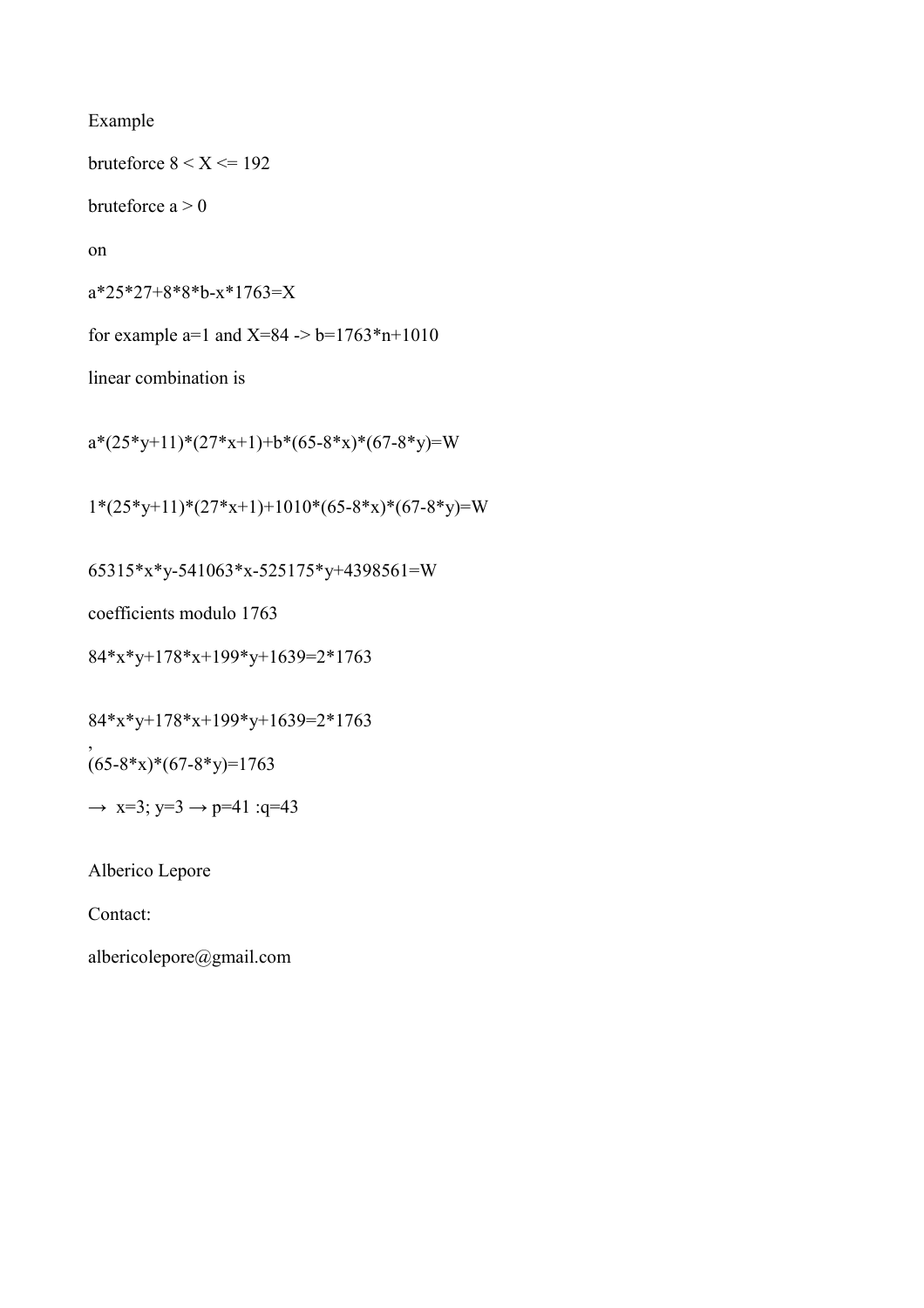Example

bruteforce $8 < X <= 192$

bruteforce $a > 0$

on

$a*25*27+8*8*b-x*1763=X$

for example a=1 and X=84 -> $b=1763*n+1010$

linear combination is

$$a*(25*y+11)*(27*x+1)+b*(65-8*x)*(67-8*y)=W$$

$$1*(25*y+11)*(27*x+1)+1010*(65-8*x)*(67-8*y)=W$$

$$65315*x*y-541063*x-525175*y+4398561=W$$

coefficients modulo 1763

$$84*x*y+178*x+199*y+1639=2*1763$$

$$84*x*y+178*x+199*y+1639=2*1763$$

,

$$(65-8*x)*(67-8*y)=1763$$

→ x=3; y=3 → p=41 :q=43

Alberico Lepore

Contact:

albericolepore@gmail.com